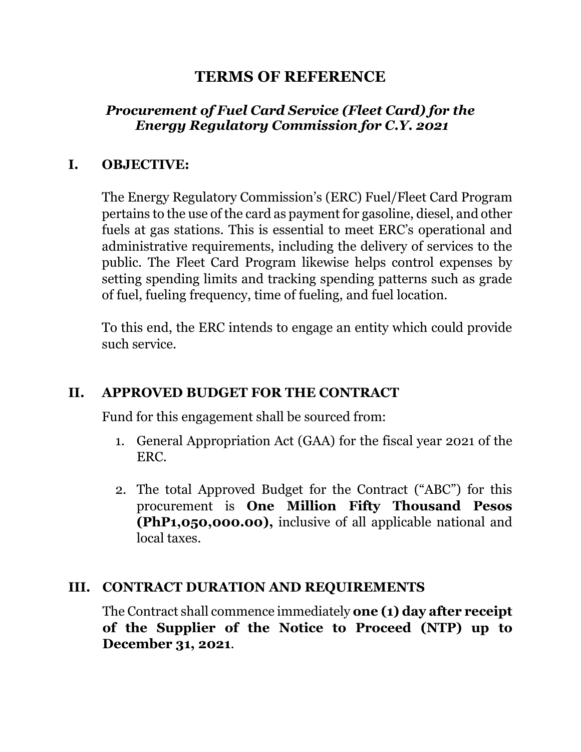# TERMS OF REFERENCE

***Procurement of Fuel Card Service (Fleet Card) for the Energy Regulatory Commission for C.Y. 2021***

## I. OBJECTIVE:

The Energy Regulatory Commission's (ERC) Fuel/Fleet Card Program pertains to the use of the card as payment for gasoline, diesel, and other fuels at gas stations. This is essential to meet ERC's operational and administrative requirements, including the delivery of services to the public. The Fleet Card Program likewise helps control expenses by setting spending limits and tracking spending patterns such as grade of fuel, fueling frequency, time of fueling, and fuel location.

To this end, the ERC intends to engage an entity which could provide such service.

## II. APPROVED BUDGET FOR THE CONTRACT

Fund for this engagement shall be sourced from:

1. General Appropriation Act (GAA) for the fiscal year 2021 of the ERC.

2. The total Approved Budget for the Contract ("ABC") for this procurement is **One Million Fifty Thousand Pesos (PhP1,050,000.00),** inclusive of all applicable national and local taxes.

## III. CONTRACT DURATION AND REQUIREMENTS

The Contract shall commence immediately **one (1) day after receipt of the Supplier of the Notice to Proceed (NTP) up to December 31, 2021**.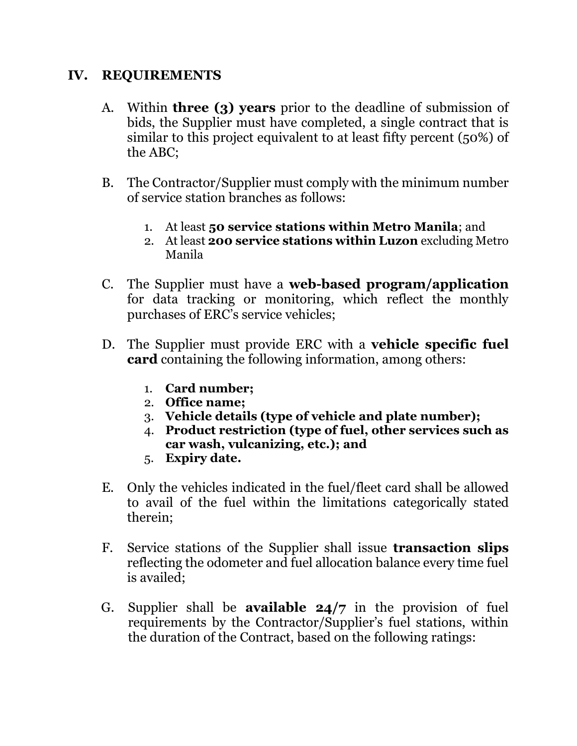## IV. REQUIREMENTS

A. Within **three (3) years** prior to the deadline of submission of bids, the Supplier must have completed, a single contract that is similar to this project equivalent to at least fifty percent (50%) of the ABC;

B. The Contractor/Supplier must comply with the minimum number of service station branches as follows:

   1. At least **50 service stations within Metro Manila**; and
   2. At least **200 service stations within Luzon** excluding Metro Manila

C. The Supplier must have a **web-based program/application** for data tracking or monitoring, which reflect the monthly purchases of ERC's service vehicles;

D. The Supplier must provide ERC with a **vehicle specific fuel card** containing the following information, among others:

   1. **Card number;**
   2. **Office name;**
   3. **Vehicle details (type of vehicle and plate number);**
   4. **Product restriction (type of fuel, other services such as car wash, vulcanizing, etc.); and**
   5. **Expiry date.**

E. Only the vehicles indicated in the fuel/fleet card shall be allowed to avail of the fuel within the limitations categorically stated therein;

F. Service stations of the Supplier shall issue **transaction slips** reflecting the odometer and fuel allocation balance every time fuel is availed;

G. Supplier shall be **available 24/7** in the provision of fuel requirements by the Contractor/Supplier's fuel stations, within the duration of the Contract, based on the following ratings: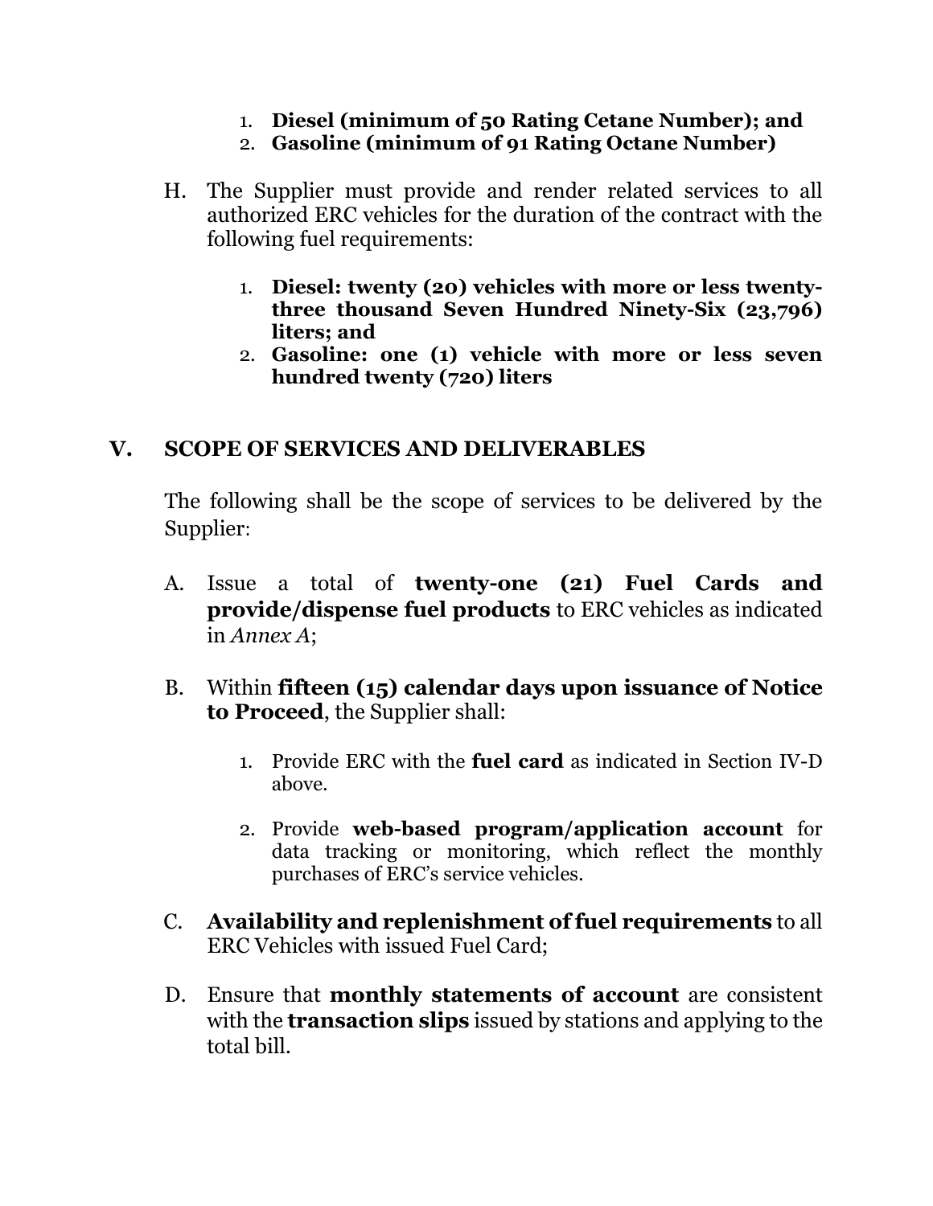1. **Diesel (minimum of 50 Rating Cetane Number); and**
2. **Gasoline (minimum of 91 Rating Octane Number)**

H. The Supplier must provide and render related services to all authorized ERC vehicles for the duration of the contract with the following fuel requirements:

   1. **Diesel: twenty (20) vehicles with more or less twenty-three thousand Seven Hundred Ninety-Six (23,796) liters; and**
   2. **Gasoline: one (1) vehicle with more or less seven hundred twenty (720) liters**

## V. SCOPE OF SERVICES AND DELIVERABLES

The following shall be the scope of services to be delivered by the Supplier:

A. Issue a total of **twenty-one (21) Fuel Cards and provide/dispense fuel products** to ERC vehicles as indicated in *Annex A*;

B. Within **fifteen (15) calendar days upon issuance of Notice to Proceed**, the Supplier shall:

   1. Provide ERC with the **fuel card** as indicated in Section IV-D above.

   2. Provide **web-based program/application account** for data tracking or monitoring, which reflect the monthly purchases of ERC's service vehicles.

C. **Availability and replenishment of fuel requirements** to all ERC Vehicles with issued Fuel Card;

D. Ensure that **monthly statements of account** are consistent with the **transaction slips** issued by stations and applying to the total bill.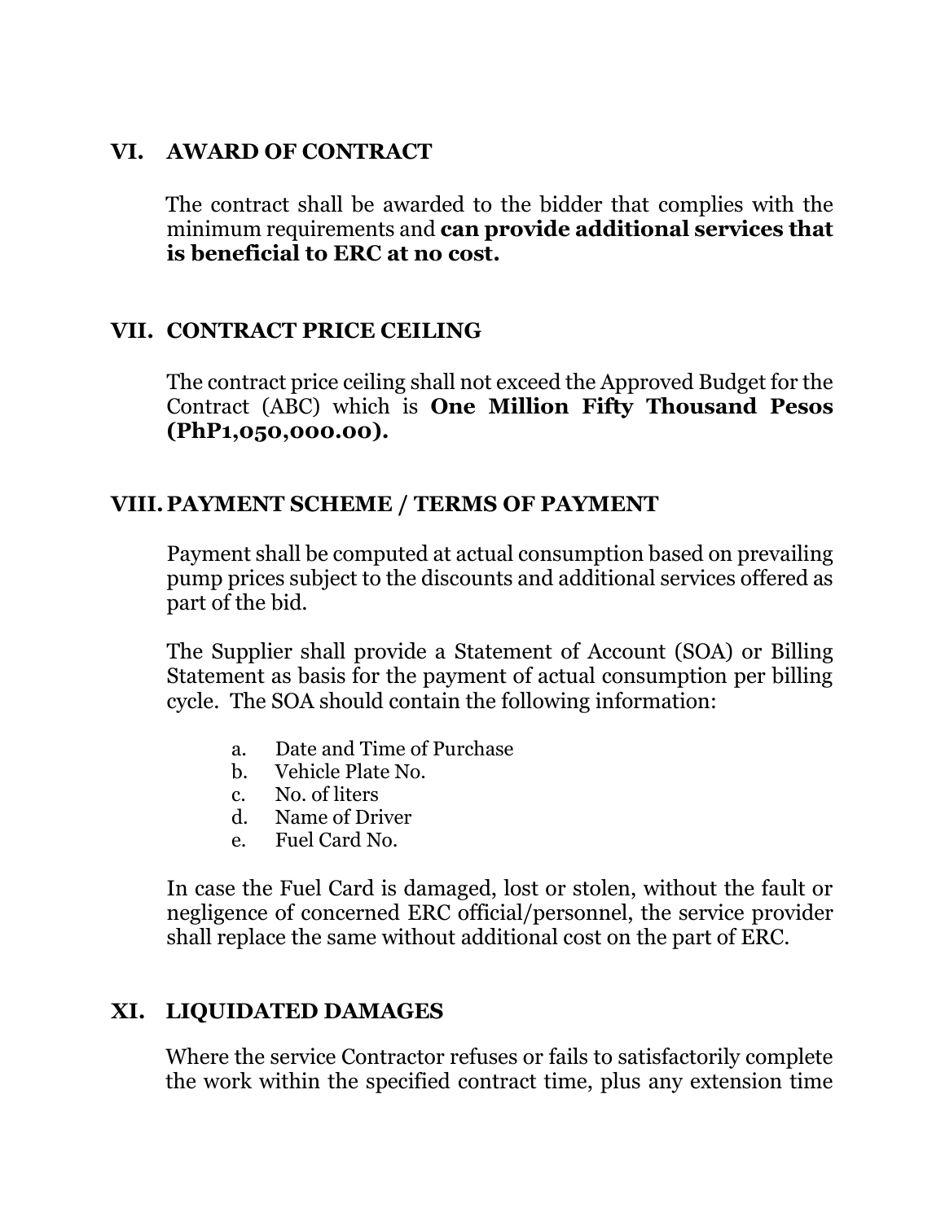## VI. AWARD OF CONTRACT

The contract shall be awarded to the bidder that complies with the minimum requirements and **can provide additional services that is beneficial to ERC at no cost.**

## VII. CONTRACT PRICE CEILING

The contract price ceiling shall not exceed the Approved Budget for the Contract (ABC) which is **One Million Fifty Thousand Pesos (PhP1,050,000.00).**

## VIII. PAYMENT SCHEME / TERMS OF PAYMENT

Payment shall be computed at actual consumption based on prevailing pump prices subject to the discounts and additional services offered as part of the bid.

The Supplier shall provide a Statement of Account (SOA) or Billing Statement as basis for the payment of actual consumption per billing cycle. The SOA should contain the following information:

a. Date and Time of Purchase
b. Vehicle Plate No.
c. No. of liters
d. Name of Driver
e. Fuel Card No.

In case the Fuel Card is damaged, lost or stolen, without the fault or negligence of concerned ERC official/personnel, the service provider shall replace the same without additional cost on the part of ERC.

## XI. LIQUIDATED DAMAGES

Where the service Contractor refuses or fails to satisfactorily complete the work within the specified contract time, plus any extension time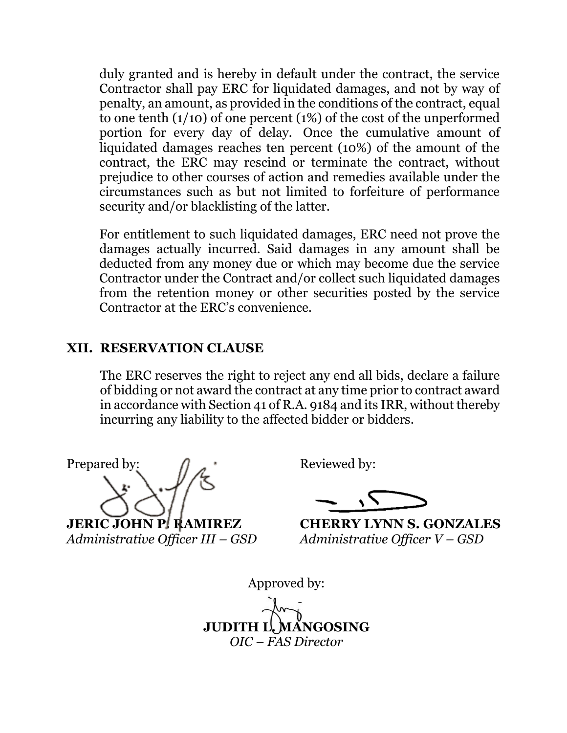duly granted and is hereby in default under the contract, the service Contractor shall pay ERC for liquidated damages, and not by way of penalty, an amount, as provided in the conditions of the contract, equal to one tenth (1/10) of one percent (1%) of the cost of the unperformed portion for every day of delay. Once the cumulative amount of liquidated damages reaches ten percent (10%) of the amount of the contract, the ERC may rescind or terminate the contract, without prejudice to other courses of action and remedies available under the circumstances such as but not limited to forfeiture of performance security and/or blacklisting of the latter.

For entitlement to such liquidated damages, ERC need not prove the damages actually incurred. Said damages in any amount shall be deducted from any money due or which may become due the service Contractor under the Contract and/or collect such liquidated damages from the retention money or other securities posted by the service Contractor at the ERC's convenience.

## XII. RESERVATION CLAUSE

The ERC reserves the right to reject any end all bids, declare a failure of bidding or not award the contract at any time prior to contract award in accordance with Section 41 of R.A. 9184 and its IRR, without thereby incurring any liability to the affected bidder or bidders.

Prepared by:

**JERIC JOHN P. RAMIREZ**
*Administrative Officer III – GSD*

Reviewed by:

**CHERRY LYNN S. GONZALES**
*Administrative Officer V – GSD*

Approved by:

**JUDITH L. MANGOSING**
*OIC – FAS Director*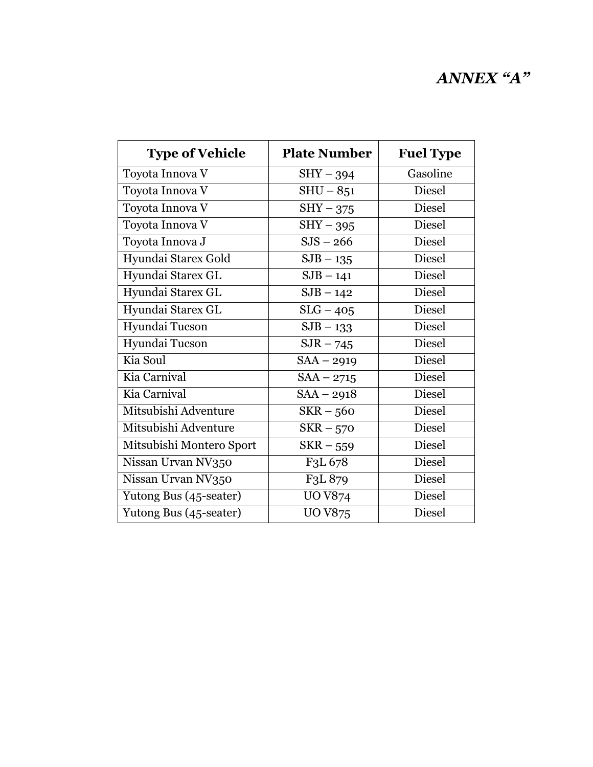# *ANNEX "A"*

| Type of Vehicle | Plate Number | Fuel Type |
|---|---|---|
| Toyota Innova V | SHY – 394 | Gasoline |
| Toyota Innova V | SHU – 851 | Diesel |
| Toyota Innova V | SHY – 375 | Diesel |
| Toyota Innova V | SHY – 395 | Diesel |
| Toyota Innova J | SJS – 266 | Diesel |
| Hyundai Starex Gold | SJB – 135 | Diesel |
| Hyundai Starex GL | SJB – 141 | Diesel |
| Hyundai Starex GL | SJB – 142 | Diesel |
| Hyundai Starex GL | SLG – 405 | Diesel |
| Hyundai Tucson | SJB – 133 | Diesel |
| Hyundai Tucson | SJR – 745 | Diesel |
| Kia Soul | SAA – 2919 | Diesel |
| Kia Carnival | SAA – 2715 | Diesel |
| Kia Carnival | SAA – 2918 | Diesel |
| Mitsubishi Adventure | SKR – 560 | Diesel |
| Mitsubishi Adventure | SKR – 570 | Diesel |
| Mitsubishi Montero Sport | SKR – 559 | Diesel |
| Nissan Urvan NV350 | F3L 678 | Diesel |
| Nissan Urvan NV350 | F3L 879 | Diesel |
| Yutong Bus (45-seater) | UO V874 | Diesel |
| Yutong Bus (45-seater) | UO V875 | Diesel |